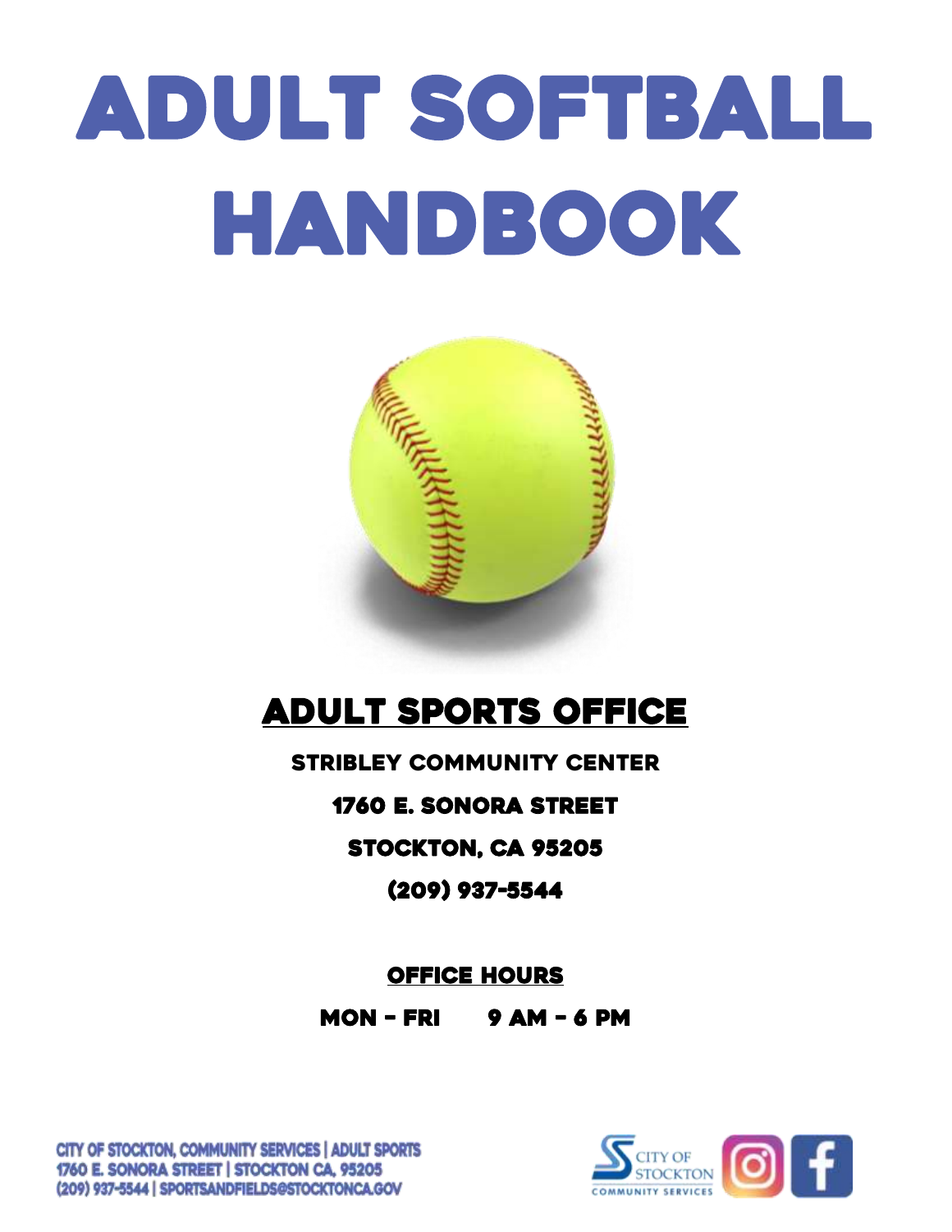# ADULT SOFTBALL HANDBOOK

## ADULT SPORTS OFFICE

**STRIBLEY COMMUNITY CENTER**

**1760 E. SONORA STREET**

**STOCKTON, CA 95205**

**(209) 937-5544**

**OFFICE HOURS**

**MON – FRI 9 AM – 6 PM**

CITY OF STOCKTON, COMMUNITY SERVICES | ADULT SPORTS
1760 E. SONORA STREET | STOCKTON CA, 95205
(209) 937-5544 | SPORTSANDFIELDS@STOCKTONCA.GOV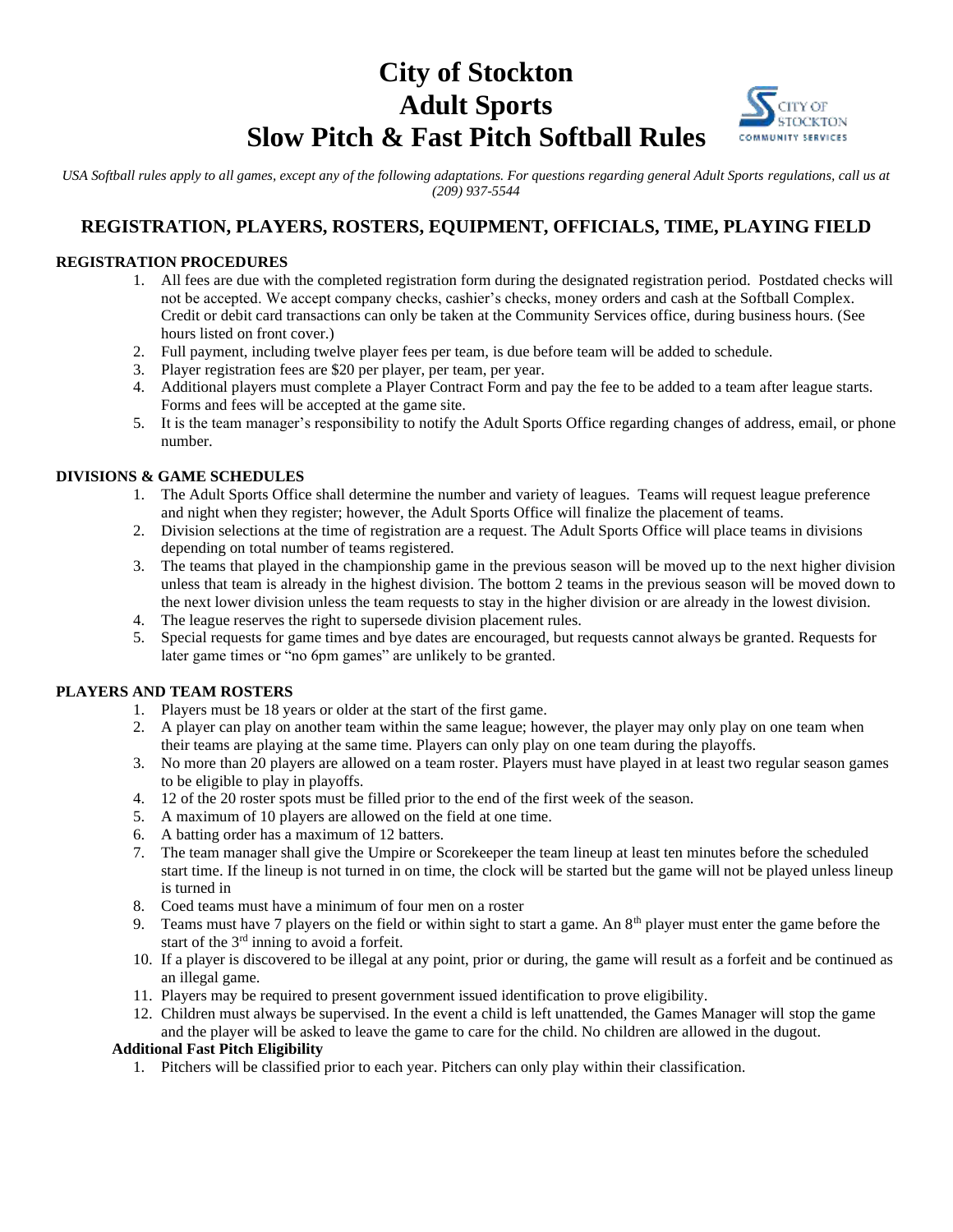# City of Stockton
# Adult Sports
# Slow Pitch & Fast Pitch Softball Rules

*USA Softball rules apply to all games, except any of the following adaptations. For questions regarding general Adult Sports regulations, call us at (209) 937-5544*

## REGISTRATION, PLAYERS, ROSTERS, EQUIPMENT, OFFICIALS, TIME, PLAYING FIELD

### REGISTRATION PROCEDURES

1. All fees are due with the completed registration form during the designated registration period. Postdated checks will not be accepted. We accept company checks, cashier's checks, money orders and cash at the Softball Complex. Credit or debit card transactions can only be taken at the Community Services office, during business hours. (See hours listed on front cover.)
2. Full payment, including twelve player fees per team, is due before team will be added to schedule.
3. Player registration fees are $20 per player, per team, per year.
4. Additional players must complete a Player Contract Form and pay the fee to be added to a team after league starts. Forms and fees will be accepted at the game site.
5. It is the team manager's responsibility to notify the Adult Sports Office regarding changes of address, email, or phone number.

### DIVISIONS & GAME SCHEDULES

1. The Adult Sports Office shall determine the number and variety of leagues. Teams will request league preference and night when they register; however, the Adult Sports Office will finalize the placement of teams.
2. Division selections at the time of registration are a request. The Adult Sports Office will place teams in divisions depending on total number of teams registered.
3. The teams that played in the championship game in the previous season will be moved up to the next higher division unless that team is already in the highest division. The bottom 2 teams in the previous season will be moved down to the next lower division unless the team requests to stay in the higher division or are already in the lowest division.
4. The league reserves the right to supersede division placement rules.
5. Special requests for game times and bye dates are encouraged, but requests cannot always be granted. Requests for later game times or "no 6pm games" are unlikely to be granted.

### PLAYERS AND TEAM ROSTERS

1. Players must be 18 years or older at the start of the first game.
2. A player can play on another team within the same league; however, the player may only play on one team when their teams are playing at the same time. Players can only play on one team during the playoffs.
3. No more than 20 players are allowed on a team roster. Players must have played in at least two regular season games to be eligible to play in playoffs.
4. 12 of the 20 roster spots must be filled prior to the end of the first week of the season.
5. A maximum of 10 players are allowed on the field at one time.
6. A batting order has a maximum of 12 batters.
7. The team manager shall give the Umpire or Scorekeeper the team lineup at least ten minutes before the scheduled start time. If the lineup is not turned in on time, the clock will be started but the game will not be played unless lineup is turned in
8. Coed teams must have a minimum of four men on a roster
9. Teams must have 7 players on the field or within sight to start a game. An 8th player must enter the game before the start of the 3rd inning to avoid a forfeit.
10. If a player is discovered to be illegal at any point, prior or during, the game will result as a forfeit and be continued as an illegal game.
11. Players may be required to present government issued identification to prove eligibility.
12. Children must always be supervised. In the event a child is left unattended, the Games Manager will stop the game and the player will be asked to leave the game to care for the child. No children are allowed in the dugout.

**Additional Fast Pitch Eligibility**

1. Pitchers will be classified prior to each year. Pitchers can only play within their classification.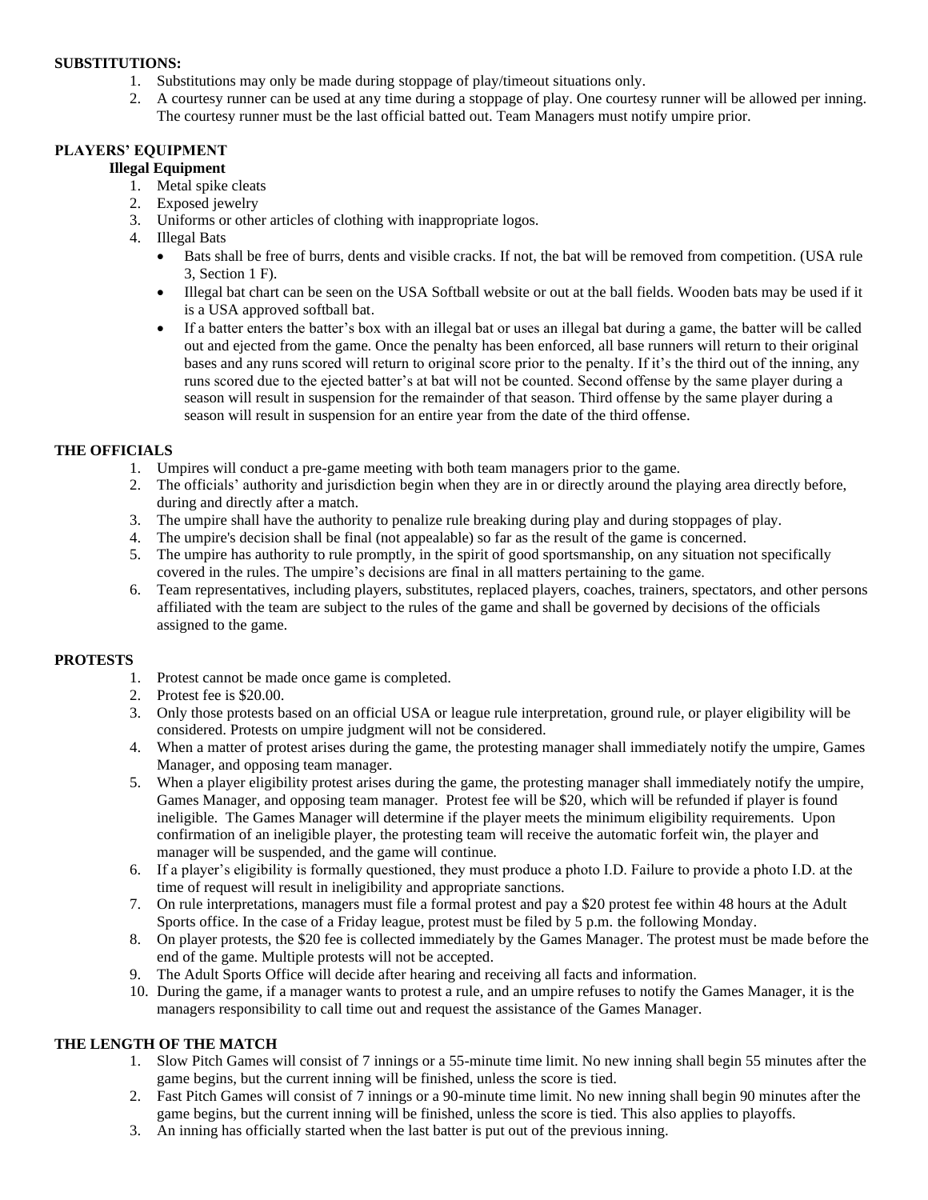**SUBSTITUTIONS:**

1. Substitutions may only be made during stoppage of play/timeout situations only.
2. A courtesy runner can be used at any time during a stoppage of play. One courtesy runner will be allowed per inning. The courtesy runner must be the last official batted out. Team Managers must notify umpire prior.

**PLAYERS' EQUIPMENT**

**Illegal Equipment**

1. Metal spike cleats
2. Exposed jewelry
3. Uniforms or other articles of clothing with inappropriate logos.
4. Illegal Bats
   - Bats shall be free of burrs, dents and visible cracks. If not, the bat will be removed from competition. (USA rule 3, Section 1 F).
   - Illegal bat chart can be seen on the USA Softball website or out at the ball fields. Wooden bats may be used if it is a USA approved softball bat.
   - If a batter enters the batter's box with an illegal bat or uses an illegal bat during a game, the batter will be called out and ejected from the game. Once the penalty has been enforced, all base runners will return to their original bases and any runs scored will return to original score prior to the penalty. If it's the third out of the inning, any runs scored due to the ejected batter's at bat will not be counted. Second offense by the same player during a season will result in suspension for the remainder of that season. Third offense by the same player during a season will result in suspension for an entire year from the date of the third offense.

**THE OFFICIALS**

1. Umpires will conduct a pre-game meeting with both team managers prior to the game.
2. The officials' authority and jurisdiction begin when they are in or directly around the playing area directly before, during and directly after a match.
3. The umpire shall have the authority to penalize rule breaking during play and during stoppages of play.
4. The umpire's decision shall be final (not appealable) so far as the result of the game is concerned.
5. The umpire has authority to rule promptly, in the spirit of good sportsmanship, on any situation not specifically covered in the rules. The umpire's decisions are final in all matters pertaining to the game.
6. Team representatives, including players, substitutes, replaced players, coaches, trainers, spectators, and other persons affiliated with the team are subject to the rules of the game and shall be governed by decisions of the officials assigned to the game.

**PROTESTS**

1. Protest cannot be made once game is completed.
2. Protest fee is $20.00.
3. Only those protests based on an official USA or league rule interpretation, ground rule, or player eligibility will be considered. Protests on umpire judgment will not be considered.
4. When a matter of protest arises during the game, the protesting manager shall immediately notify the umpire, Games Manager, and opposing team manager.
5. When a player eligibility protest arises during the game, the protesting manager shall immediately notify the umpire, Games Manager, and opposing team manager. Protest fee will be $20, which will be refunded if player is found ineligible. The Games Manager will determine if the player meets the minimum eligibility requirements. Upon confirmation of an ineligible player, the protesting team will receive the automatic forfeit win, the player and manager will be suspended, and the game will continue.
6. If a player's eligibility is formally questioned, they must produce a photo I.D. Failure to provide a photo I.D. at the time of request will result in ineligibility and appropriate sanctions.
7. On rule interpretations, managers must file a formal protest and pay a $20 protest fee within 48 hours at the Adult Sports office. In the case of a Friday league, protest must be filed by 5 p.m. the following Monday.
8. On player protests, the $20 fee is collected immediately by the Games Manager. The protest must be made before the end of the game. Multiple protests will not be accepted.
9. The Adult Sports Office will decide after hearing and receiving all facts and information.
10. During the game, if a manager wants to protest a rule, and an umpire refuses to notify the Games Manager, it is the managers responsibility to call time out and request the assistance of the Games Manager.

**THE LENGTH OF THE MATCH**

1. Slow Pitch Games will consist of 7 innings or a 55-minute time limit. No new inning shall begin 55 minutes after the game begins, but the current inning will be finished, unless the score is tied.
2. Fast Pitch Games will consist of 7 innings or a 90-minute time limit. No new inning shall begin 90 minutes after the game begins, but the current inning will be finished, unless the score is tied. This also applies to playoffs.
3. An inning has officially started when the last batter is put out of the previous inning.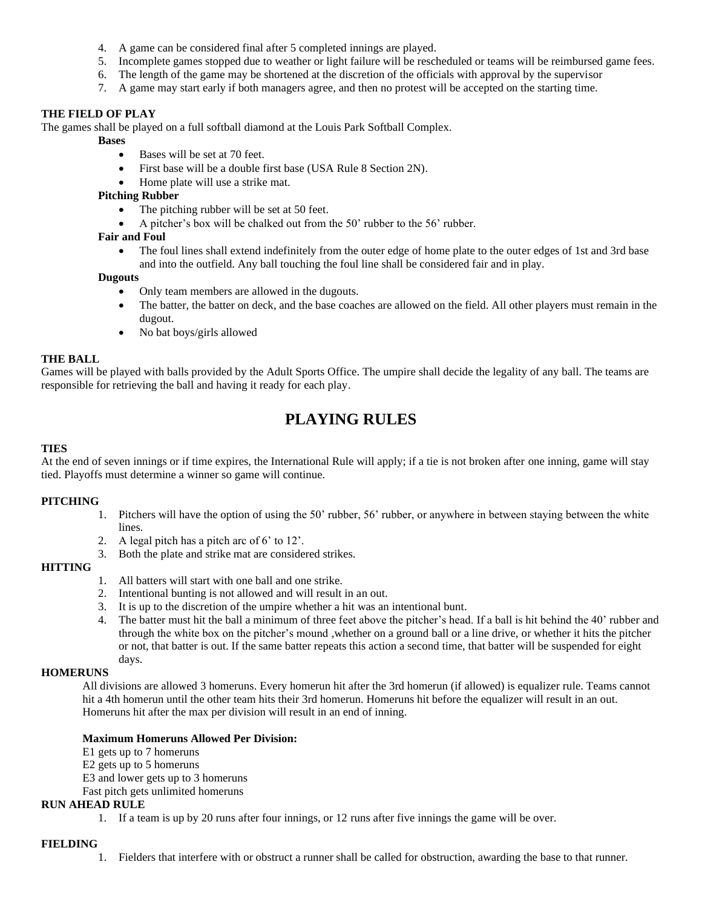4. A game can be considered final after 5 completed innings are played.
5. Incomplete games stopped due to weather or light failure will be rescheduled or teams will be reimbursed game fees.
6. The length of the game may be shortened at the discretion of the officials with approval by the supervisor
7. A game may start early if both managers agree, and then no protest will be accepted on the starting time.

**THE FIELD OF PLAY**

The games shall be played on a full softball diamond at the Louis Park Softball Complex.

**Bases**

- Bases will be set at 70 feet.
- First base will be a double first base (USA Rule 8 Section 2N).
- Home plate will use a strike mat.

**Pitching Rubber**

- The pitching rubber will be set at 50 feet.
- A pitcher's box will be chalked out from the 50' rubber to the 56' rubber.

**Fair and Foul**

- The foul lines shall extend indefinitely from the outer edge of home plate to the outer edges of 1st and 3rd base and into the outfield. Any ball touching the foul line shall be considered fair and in play.

**Dugouts**

- Only team members are allowed in the dugouts.
- The batter, the batter on deck, and the base coaches are allowed on the field. All other players must remain in the dugout.
- No bat boys/girls allowed

**THE BALL**

Games will be played with balls provided by the Adult Sports Office. The umpire shall decide the legality of any ball. The teams are responsible for retrieving the ball and having it ready for each play.

# PLAYING RULES

**TIES**

At the end of seven innings or if time expires, the International Rule will apply; if a tie is not broken after one inning, game will stay tied. Playoffs must determine a winner so game will continue.

**PITCHING**

1. Pitchers will have the option of using the 50' rubber, 56' rubber, or anywhere in between staying between the white lines.
2. A legal pitch has a pitch arc of 6' to 12'.
3. Both the plate and strike mat are considered strikes.

**HITTING**

1. All batters will start with one ball and one strike.
2. Intentional bunting is not allowed and will result in an out.
3. It is up to the discretion of the umpire whether a hit was an intentional bunt.
4. The batter must hit the ball a minimum of three feet above the pitcher's head. If a ball is hit behind the 40' rubber and through the white box on the pitcher's mound ,whether on a ground ball or a line drive, or whether it hits the pitcher or not, that batter is out. If the same batter repeats this action a second time, that batter will be suspended for eight days.

**HOMERUNS**

All divisions are allowed 3 homeruns. Every homerun hit after the 3rd homerun (if allowed) is equalizer rule. Teams cannot hit a 4th homerun until the other team hits their 3rd homerun. Homeruns hit before the equalizer will result in an out. Homeruns hit after the max per division will result in an end of inning.

**Maximum Homeruns Allowed Per Division:**

E1 gets up to 7 homeruns
E2 gets up to 5 homeruns
E3 and lower gets up to 3 homeruns
Fast pitch gets unlimited homeruns

**RUN AHEAD RULE**

1. If a team is up by 20 runs after four innings, or 12 runs after five innings the game will be over.

**FIELDING**

1. Fielders that interfere with or obstruct a runner shall be called for obstruction, awarding the base to that runner.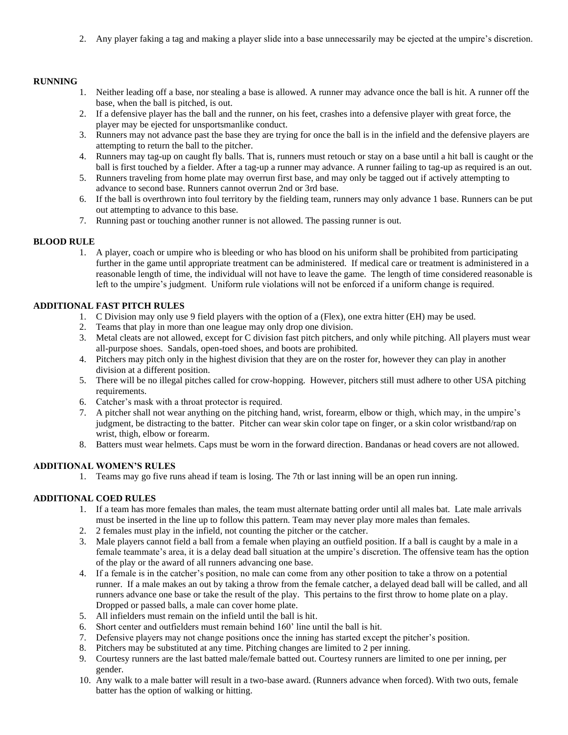2. Any player faking a tag and making a player slide into a base unnecessarily may be ejected at the umpire's discretion.

**RUNNING**

1. Neither leading off a base, nor stealing a base is allowed. A runner may advance once the ball is hit. A runner off the base, when the ball is pitched, is out.
2. If a defensive player has the ball and the runner, on his feet, crashes into a defensive player with great force, the player may be ejected for unsportsmanlike conduct.
3. Runners may not advance past the base they are trying for once the ball is in the infield and the defensive players are attempting to return the ball to the pitcher.
4. Runners may tag-up on caught fly balls. That is, runners must retouch or stay on a base until a hit ball is caught or the ball is first touched by a fielder. After a tag-up a runner may advance. A runner failing to tag-up as required is an out.
5. Runners traveling from home plate may overrun first base, and may only be tagged out if actively attempting to advance to second base. Runners cannot overrun 2nd or 3rd base.
6. If the ball is overthrown into foul territory by the fielding team, runners may only advance 1 base. Runners can be put out attempting to advance to this base.
7. Running past or touching another runner is not allowed. The passing runner is out.

**BLOOD RULE**

1. A player, coach or umpire who is bleeding or who has blood on his uniform shall be prohibited from participating further in the game until appropriate treatment can be administered. If medical care or treatment is administered in a reasonable length of time, the individual will not have to leave the game. The length of time considered reasonable is left to the umpire's judgment. Uniform rule violations will not be enforced if a uniform change is required.

**ADDITIONAL FAST PITCH RULES**

1. C Division may only use 9 field players with the option of a (Flex), one extra hitter (EH) may be used.
2. Teams that play in more than one league may only drop one division.
3. Metal cleats are not allowed, except for C division fast pitch pitchers, and only while pitching. All players must wear all-purpose shoes. Sandals, open-toed shoes, and boots are prohibited.
4. Pitchers may pitch only in the highest division that they are on the roster for, however they can play in another division at a different position.
5. There will be no illegal pitches called for crow-hopping. However, pitchers still must adhere to other USA pitching requirements.
6. Catcher's mask with a throat protector is required.
7. A pitcher shall not wear anything on the pitching hand, wrist, forearm, elbow or thigh, which may, in the umpire's judgment, be distracting to the batter. Pitcher can wear skin color tape on finger, or a skin color wristband/rap on wrist, thigh, elbow or forearm.
8. Batters must wear helmets. Caps must be worn in the forward direction. Bandanas or head covers are not allowed.

**ADDITIONAL WOMEN'S RULES**

1. Teams may go five runs ahead if team is losing. The 7th or last inning will be an open run inning.

**ADDITIONAL COED RULES**

1. If a team has more females than males, the team must alternate batting order until all males bat. Late male arrivals must be inserted in the line up to follow this pattern. Team may never play more males than females.
2. 2 females must play in the infield, not counting the pitcher or the catcher.
3. Male players cannot field a ball from a female when playing an outfield position. If a ball is caught by a male in a female teammate's area, it is a delay dead ball situation at the umpire's discretion. The offensive team has the option of the play or the award of all runners advancing one base.
4. If a female is in the catcher's position, no male can come from any other position to take a throw on a potential runner. If a male makes an out by taking a throw from the female catcher, a delayed dead ball will be called, and all runners advance one base or take the result of the play. This pertains to the first throw to home plate on a play. Dropped or passed balls, a male can cover home plate.
5. All infielders must remain on the infield until the ball is hit.
6. Short center and outfielders must remain behind 160' line until the ball is hit.
7. Defensive players may not change positions once the inning has started except the pitcher's position.
8. Pitchers may be substituted at any time. Pitching changes are limited to 2 per inning.
9. Courtesy runners are the last batted male/female batted out. Courtesy runners are limited to one per inning, per gender.
10. Any walk to a male batter will result in a two-base award. (Runners advance when forced). With two outs, female batter has the option of walking or hitting.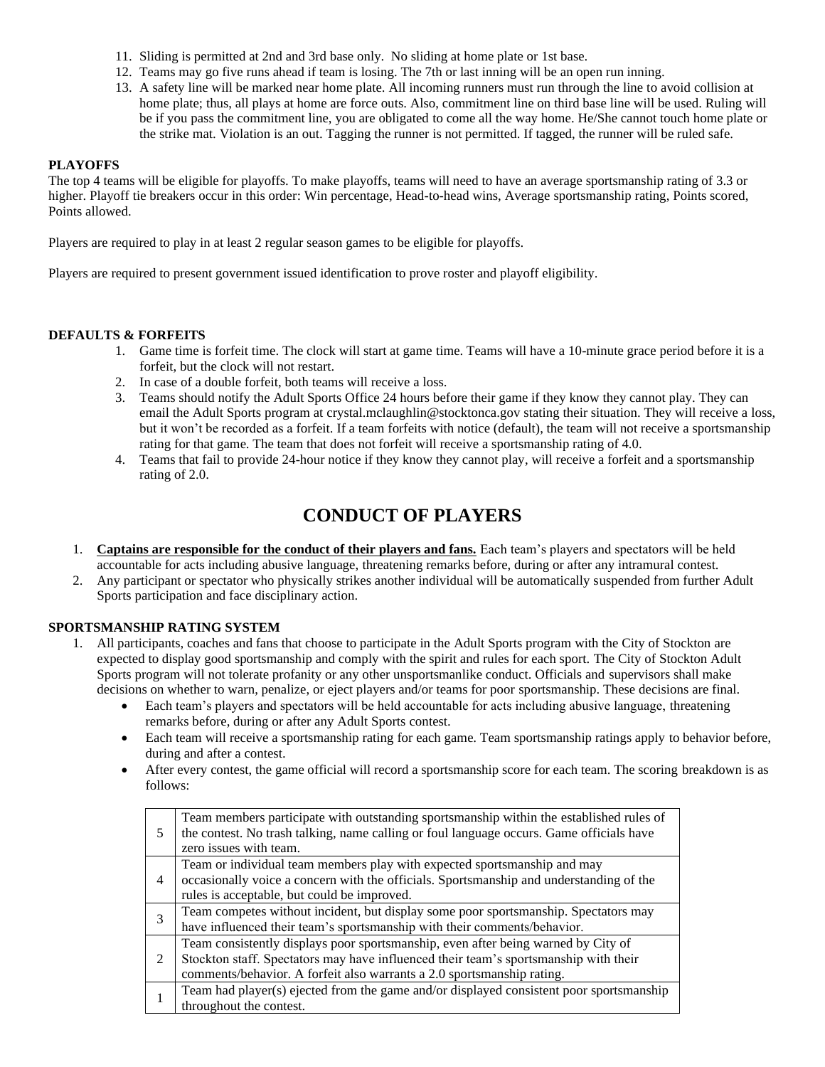11. Sliding is permitted at 2nd and 3rd base only. No sliding at home plate or 1st base.
12. Teams may go five runs ahead if team is losing. The 7th or last inning will be an open run inning.
13. A safety line will be marked near home plate. All incoming runners must run through the line to avoid collision at home plate; thus, all plays at home are force outs. Also, commitment line on third base line will be used. Ruling will be if you pass the commitment line, you are obligated to come all the way home. He/She cannot touch home plate or the strike mat. Violation is an out. Tagging the runner is not permitted. If tagged, the runner will be ruled safe.

**PLAYOFFS**

The top 4 teams will be eligible for playoffs. To make playoffs, teams will need to have an average sportsmanship rating of 3.3 or higher. Playoff tie breakers occur in this order: Win percentage, Head-to-head wins, Average sportsmanship rating, Points scored, Points allowed.

Players are required to play in at least 2 regular season games to be eligible for playoffs.

Players are required to present government issued identification to prove roster and playoff eligibility.

**DEFAULTS & FORFEITS**

1. Game time is forfeit time. The clock will start at game time. Teams will have a 10-minute grace period before it is a forfeit, but the clock will not restart.
2. In case of a double forfeit, both teams will receive a loss.
3. Teams should notify the Adult Sports Office 24 hours before their game if they know they cannot play. They can email the Adult Sports program at crystal.mclaughlin@stocktonca.gov stating their situation. They will receive a loss, but it won't be recorded as a forfeit. If a team forfeits with notice (default), the team will not receive a sportsmanship rating for that game. The team that does not forfeit will receive a sportsmanship rating of 4.0.
4. Teams that fail to provide 24-hour notice if they know they cannot play, will receive a forfeit and a sportsmanship rating of 2.0.

# CONDUCT OF PLAYERS

1. **Captains are responsible for the conduct of their players and fans.** Each team's players and spectators will be held accountable for acts including abusive language, threatening remarks before, during or after any intramural contest.
2. Any participant or spectator who physically strikes another individual will be automatically suspended from further Adult Sports participation and face disciplinary action.

**SPORTSMANSHIP RATING SYSTEM**

1. All participants, coaches and fans that choose to participate in the Adult Sports program with the City of Stockton are expected to display good sportsmanship and comply with the spirit and rules for each sport. The City of Stockton Adult Sports program will not tolerate profanity or any other unsportsmanlike conduct. Officials and supervisors shall make decisions on whether to warn, penalize, or eject players and/or teams for poor sportsmanship. These decisions are final.
    - Each team's players and spectators will be held accountable for acts including abusive language, threatening remarks before, during or after any Adult Sports contest.
    - Each team will receive a sportsmanship rating for each game. Team sportsmanship ratings apply to behavior before, during and after a contest.
    - After every contest, the game official will record a sportsmanship score for each team. The scoring breakdown is as follows:

| | |
|---|---|
| 5 | Team members participate with outstanding sportsmanship within the established rules of the contest. No trash talking, name calling or foul language occurs. Game officials have zero issues with team. |
| 4 | Team or individual team members play with expected sportsmanship and may occasionally voice a concern with the officials. Sportsmanship and understanding of the rules is acceptable, but could be improved. |
| 3 | Team competes without incident, but display some poor sportsmanship. Spectators may have influenced their team's sportsmanship with their comments/behavior. |
| 2 | Team consistently displays poor sportsmanship, even after being warned by City of Stockton staff. Spectators may have influenced their team's sportsmanship with their comments/behavior. A forfeit also warrants a 2.0 sportsmanship rating. |
| 1 | Team had player(s) ejected from the game and/or displayed consistent poor sportsmanship throughout the contest. |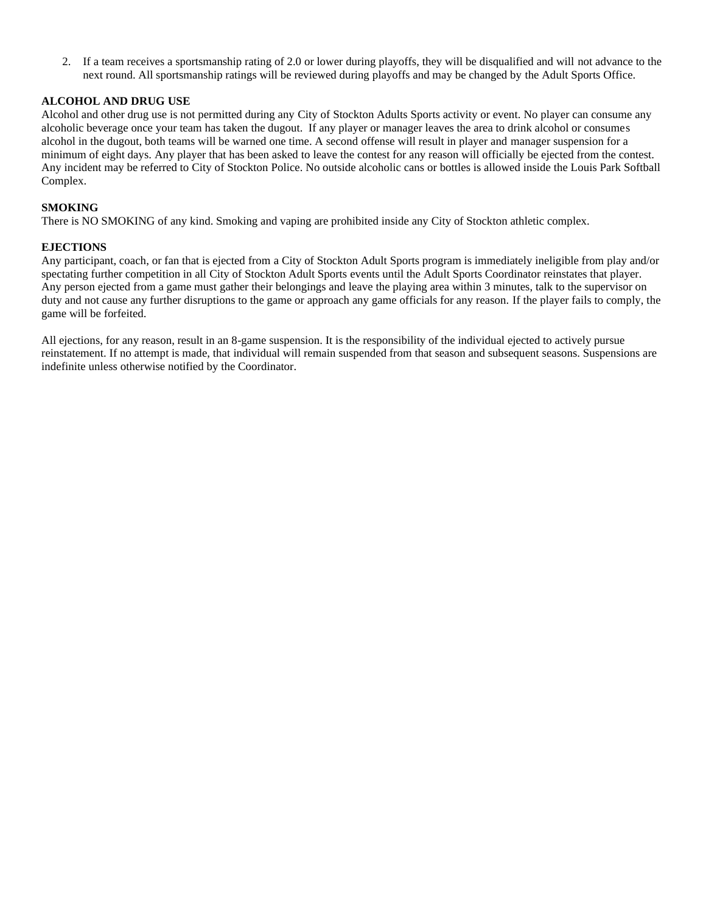2. If a team receives a sportsmanship rating of 2.0 or lower during playoffs, they will be disqualified and will not advance to the next round. All sportsmanship ratings will be reviewed during playoffs and may be changed by the Adult Sports Office.

**ALCOHOL AND DRUG USE**

Alcohol and other drug use is not permitted during any City of Stockton Adults Sports activity or event. No player can consume any alcoholic beverage once your team has taken the dugout. If any player or manager leaves the area to drink alcohol or consumes alcohol in the dugout, both teams will be warned one time. A second offense will result in player and manager suspension for a minimum of eight days. Any player that has been asked to leave the contest for any reason will officially be ejected from the contest. Any incident may be referred to City of Stockton Police. No outside alcoholic cans or bottles is allowed inside the Louis Park Softball Complex.

**SMOKING**

There is NO SMOKING of any kind. Smoking and vaping are prohibited inside any City of Stockton athletic complex.

**EJECTIONS**

Any participant, coach, or fan that is ejected from a City of Stockton Adult Sports program is immediately ineligible from play and/or spectating further competition in all City of Stockton Adult Sports events until the Adult Sports Coordinator reinstates that player. Any person ejected from a game must gather their belongings and leave the playing area within 3 minutes, talk to the supervisor on duty and not cause any further disruptions to the game or approach any game officials for any reason. If the player fails to comply, the game will be forfeited.

All ejections, for any reason, result in an 8-game suspension. It is the responsibility of the individual ejected to actively pursue reinstatement. If no attempt is made, that individual will remain suspended from that season and subsequent seasons. Suspensions are indefinite unless otherwise notified by the Coordinator.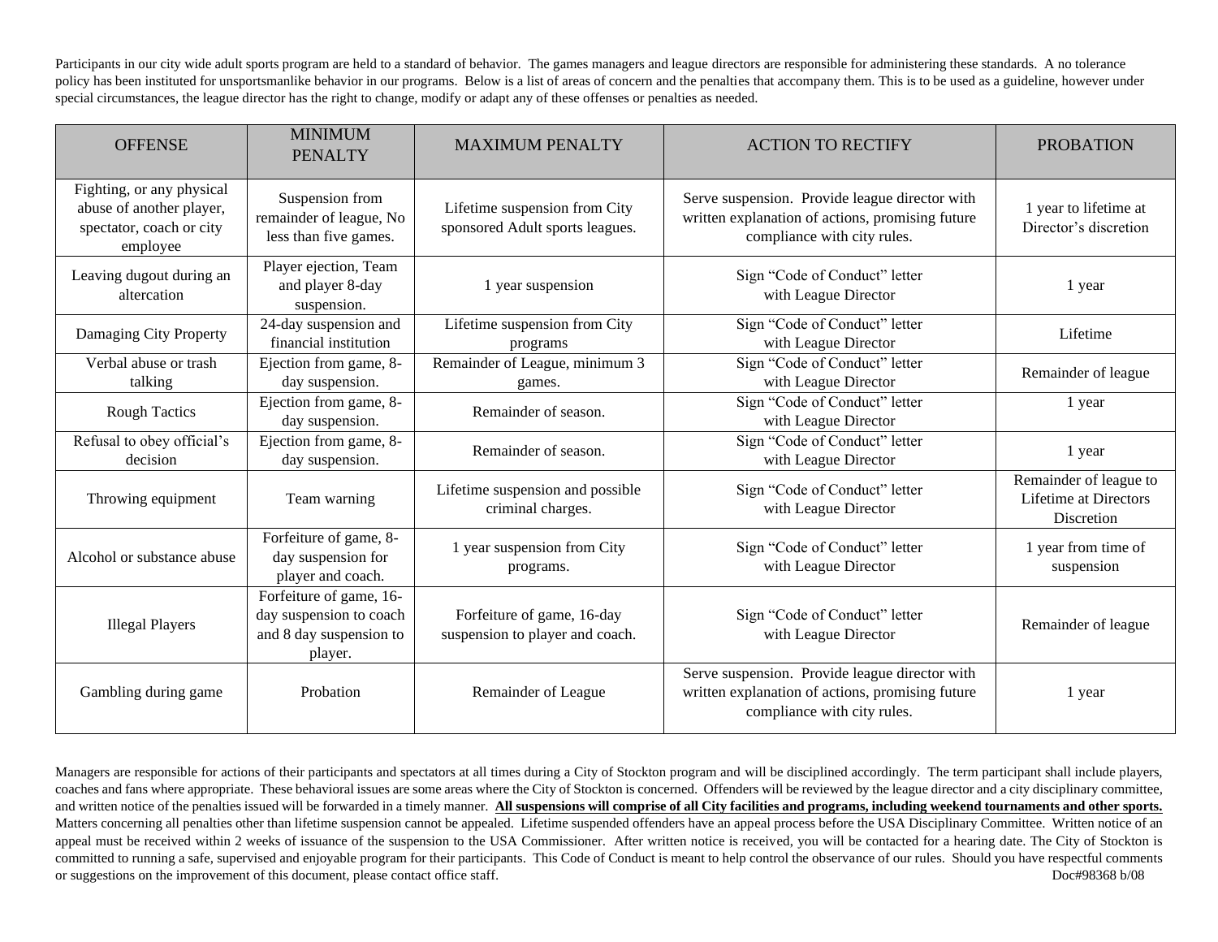Participants in our city wide adult sports program are held to a standard of behavior. The games managers and league directors are responsible for administering these standards. A no tolerance policy has been instituted for unsportsmanlike behavior in our programs. Below is a list of areas of concern and the penalties that accompany them. This is to be used as a guideline, however under special circumstances, the league director has the right to change, modify or adapt any of these offenses or penalties as needed.

| OFFENSE | MINIMUM PENALTY | MAXIMUM PENALTY | ACTION TO RECTIFY | PROBATION |
| --- | --- | --- | --- | --- |
| Fighting, or any physical abuse of another player, spectator, coach or city employee | Suspension from remainder of league, No less than five games. | Lifetime suspension from City sponsored Adult sports leagues. | Serve suspension. Provide league director with written explanation of actions, promising future compliance with city rules. | 1 year to lifetime at Director's discretion |
| Leaving dugout during an altercation | Player ejection, Team and player 8-day suspension. | 1 year suspension | Sign "Code of Conduct" letter with League Director | 1 year |
| Damaging City Property | 24-day suspension and financial institution | Lifetime suspension from City programs | Sign "Code of Conduct" letter with League Director | Lifetime |
| Verbal abuse or trash talking | Ejection from game, 8-day suspension. | Remainder of League, minimum 3 games. | Sign "Code of Conduct" letter with League Director | Remainder of league |
| Rough Tactics | Ejection from game, 8-day suspension. | Remainder of season. | Sign "Code of Conduct" letter with League Director | 1 year |
| Refusal to obey official's decision | Ejection from game, 8-day suspension. | Remainder of season. | Sign "Code of Conduct" letter with League Director | 1 year |
| Throwing equipment | Team warning | Lifetime suspension and possible criminal charges. | Sign "Code of Conduct" letter with League Director | Remainder of league to Lifetime at Directors Discretion |
| Alcohol or substance abuse | Forfeiture of game, 8-day suspension for player and coach. | 1 year suspension from City programs. | Sign "Code of Conduct" letter with League Director | 1 year from time of suspension |
| Illegal Players | Forfeiture of game, 16-day suspension to coach and 8 day suspension to player. | Forfeiture of game, 16-day suspension to player and coach. | Sign "Code of Conduct" letter with League Director | Remainder of league |
| Gambling during game | Probation | Remainder of League | Serve suspension. Provide league director with written explanation of actions, promising future compliance with city rules. | 1 year |

Managers are responsible for actions of their participants and spectators at all times during a City of Stockton program and will be disciplined accordingly. The term participant shall include players, coaches and fans where appropriate. These behavioral issues are some areas where the City of Stockton is concerned. Offenders will be reviewed by the league director and a city disciplinary committee, and written notice of the penalties issued will be forwarded in a timely manner. **<u>All suspensions will comprise of all City facilities and programs, including weekend tournaments and other sports.</u>** Matters concerning all penalties other than lifetime suspension cannot be appealed. Lifetime suspended offenders have an appeal process before the USA Disciplinary Committee. Written notice of an appeal must be received within 2 weeks of issuance of the suspension to the USA Commissioner. After written notice is received, you will be contacted for a hearing date. The City of Stockton is committed to running a safe, supervised and enjoyable program for their participants. This Code of Conduct is meant to help control the observance of our rules. Should you have respectful comments or suggestions on the improvement of this document, please contact office staff.

Doc#98368 b/08